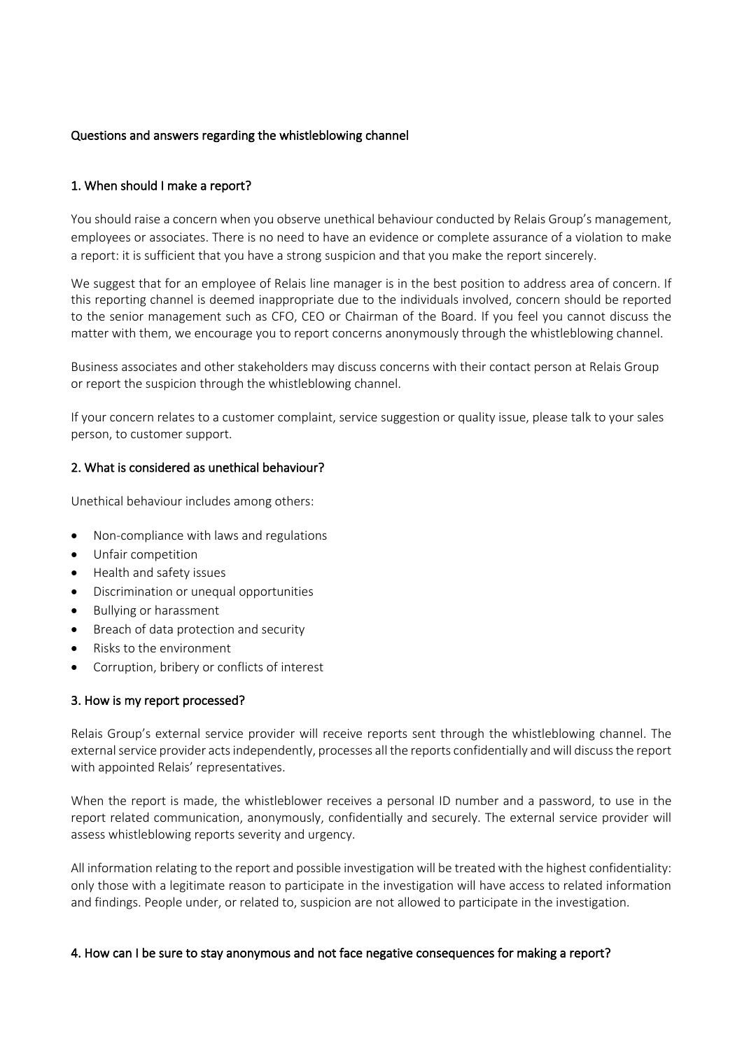Questions and answers regarding the whistleblowing channel

## 1. When should I make a report?

You should raise a concern when you observe unethical behaviour conducted by Relais Group's management, employees or associates. There is no need to have an evidence or complete assurance of a violation to make a report: it is sufficient that you have a strong suspicion and that you make the report sincerely.

We suggest that for an employee of Relais line manager is in the best position to address area of concern. If this reporting channel is deemed inappropriate due to the individuals involved, concern should be reported to the senior management such as CFO, CEO or Chairman of the Board. If you feel you cannot discuss the matter with them, we encourage you to report concerns anonymously through the whistleblowing channel.

Business associates and other stakeholders may discuss concerns with their contact person at Relais Group or report the suspicion through the whistleblowing channel.

If your concern relates to a customer complaint, service suggestion or quality issue, please talk to your sales person, to customer support.

## 2. What is considered as unethical behaviour?

Unethical behaviour includes among others:

- Non-compliance with laws and regulations
- Unfair competition
- Health and safety issues
- Discrimination or unequal opportunities
- Bullying or harassment
- Breach of data protection and security
- Risks to the environment
- Corruption, bribery or conflicts of interest

## 3. How is my report processed?

Relais Group's external service provider will receive reports sent through the whistleblowing channel. The external service provider acts independently, processes all the reports confidentially and will discuss the report with appointed Relais' representatives.

When the report is made, the whistleblower receives a personal ID number and a password, to use in the report related communication, anonymously, confidentially and securely. The external service provider will assess whistleblowing reports severity and urgency.

All information relating to the report and possible investigation will be treated with the highest confidentiality: only those with a legitimate reason to participate in the investigation will have access to related information and findings. People under, or related to, suspicion are not allowed to participate in the investigation.

## 4. How can I be sure to stay anonymous and not face negative consequences for making a report?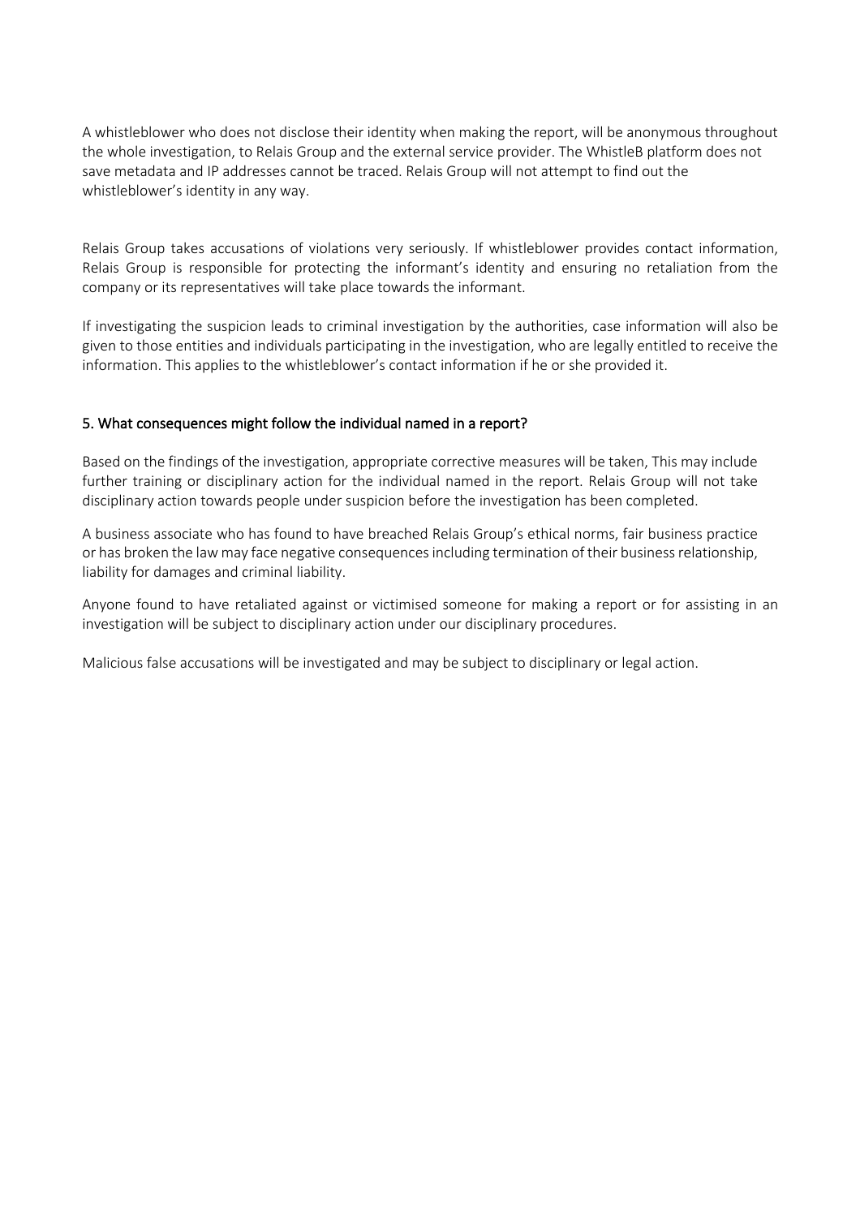A whistleblower who does not disclose their identity when making the report, will be anonymous throughout the whole investigation, to Relais Group and the external service provider. The WhistleB platform does not save metadata and IP addresses cannot be traced. Relais Group will not attempt to find out the whistleblower's identity in any way.

Relais Group takes accusations of violations very seriously. If whistleblower provides contact information, Relais Group is responsible for protecting the informant's identity and ensuring no retaliation from the company or its representatives will take place towards the informant.

If investigating the suspicion leads to criminal investigation by the authorities, case information will also be given to those entities and individuals participating in the investigation, who are legally entitled to receive the information. This applies to the whistleblower's contact information if he or she provided it.

## 5. What consequences might follow the individual named in a report?

Based on the findings of the investigation, appropriate corrective measures will be taken, This may include further training or disciplinary action for the individual named in the report. Relais Group will not take disciplinary action towards people under suspicion before the investigation has been completed.

A business associate who has found to have breached Relais Group's ethical norms, fair business practice or has broken the law may face negative consequences including termination of their business relationship, liability for damages and criminal liability.

Anyone found to have retaliated against or victimised someone for making a report or for assisting in an investigation will be subject to disciplinary action under our disciplinary procedures.

Malicious false accusations will be investigated and may be subject to disciplinary or legal action.